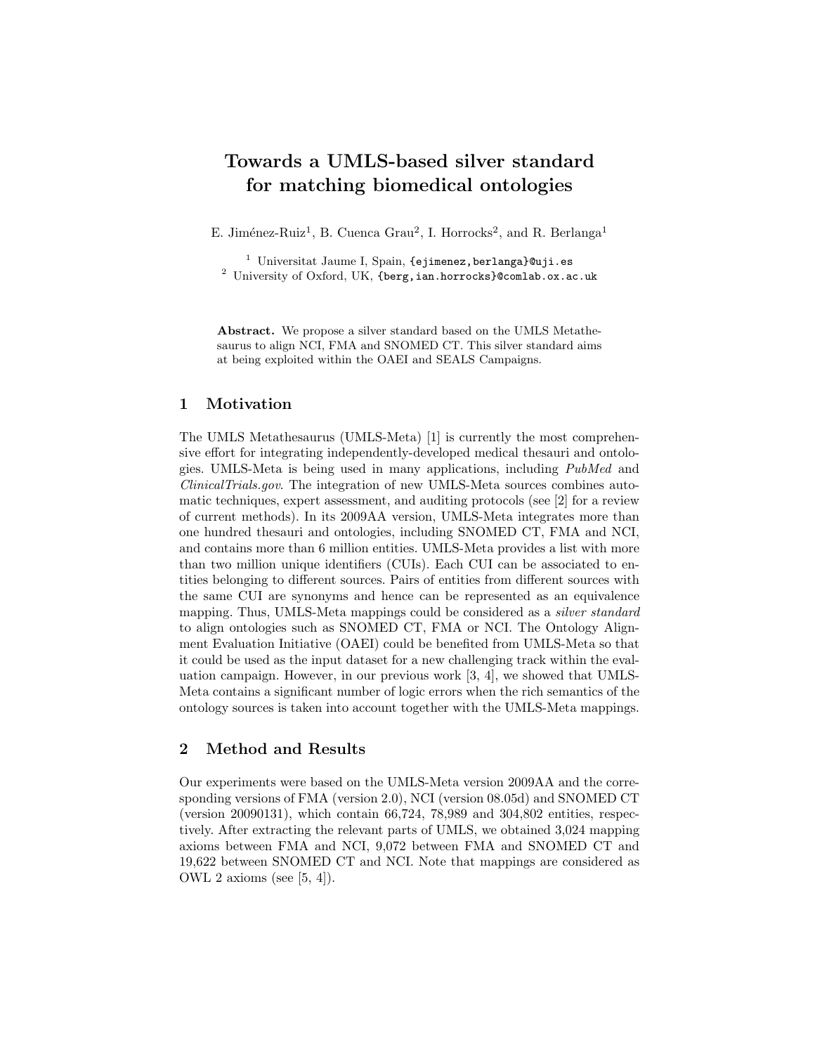# Towards a UMLS-based silver standard for matching biomedical ontologies

E. Jiménez-Ruiz[1], B. Cuenca Grau[2], I. Horrocks[2], and R. Berlanga[1]

[1] Universitat Jaume I, Spain, {ejimenez,berlanga}@uji.es
[2] University of Oxford, UK, {berg,ian.horrocks}@comlab.ox.ac.uk

**Abstract.** We propose a silver standard based on the UMLS Metathesaurus to align NCI, FMA and SNOMED CT. This silver standard aims at being exploited within the OAEI and SEALS Campaigns.

## 1 Motivation

The UMLS Metathesaurus (UMLS-Meta) [1] is currently the most comprehensive effort for integrating independently-developed medical thesauri and ontologies. UMLS-Meta is being used in many applications, including *PubMed* and *ClinicalTrials.gov*. The integration of new UMLS-Meta sources combines automatic techniques, expert assessment, and auditing protocols (see [2] for a review of current methods). In its 2009AA version, UMLS-Meta integrates more than one hundred thesauri and ontologies, including SNOMED CT, FMA and NCI, and contains more than 6 million entities. UMLS-Meta provides a list with more than two million unique identifiers (CUIs). Each CUI can be associated to entities belonging to different sources. Pairs of entities from different sources with the same CUI are synonyms and hence can be represented as an equivalence mapping. Thus, UMLS-Meta mappings could be considered as a *silver standard* to align ontologies such as SNOMED CT, FMA or NCI. The Ontology Alignment Evaluation Initiative (OAEI) could be benefited from UMLS-Meta so that it could be used as the input dataset for a new challenging track within the evaluation campaign. However, in our previous work [3, 4], we showed that UMLS-Meta contains a significant number of logic errors when the rich semantics of the ontology sources is taken into account together with the UMLS-Meta mappings.

## 2 Method and Results

Our experiments were based on the UMLS-Meta version 2009AA and the corresponding versions of FMA (version 2.0), NCI (version 08.05d) and SNOMED CT (version 20090131), which contain 66,724, 78,989 and 304,802 entities, respectively. After extracting the relevant parts of UMLS, we obtained 3,024 mapping axioms between FMA and NCI, 9,072 between FMA and SNOMED CT and 19,622 between SNOMED CT and NCI. Note that mappings are considered as OWL 2 axioms (see [5, 4]).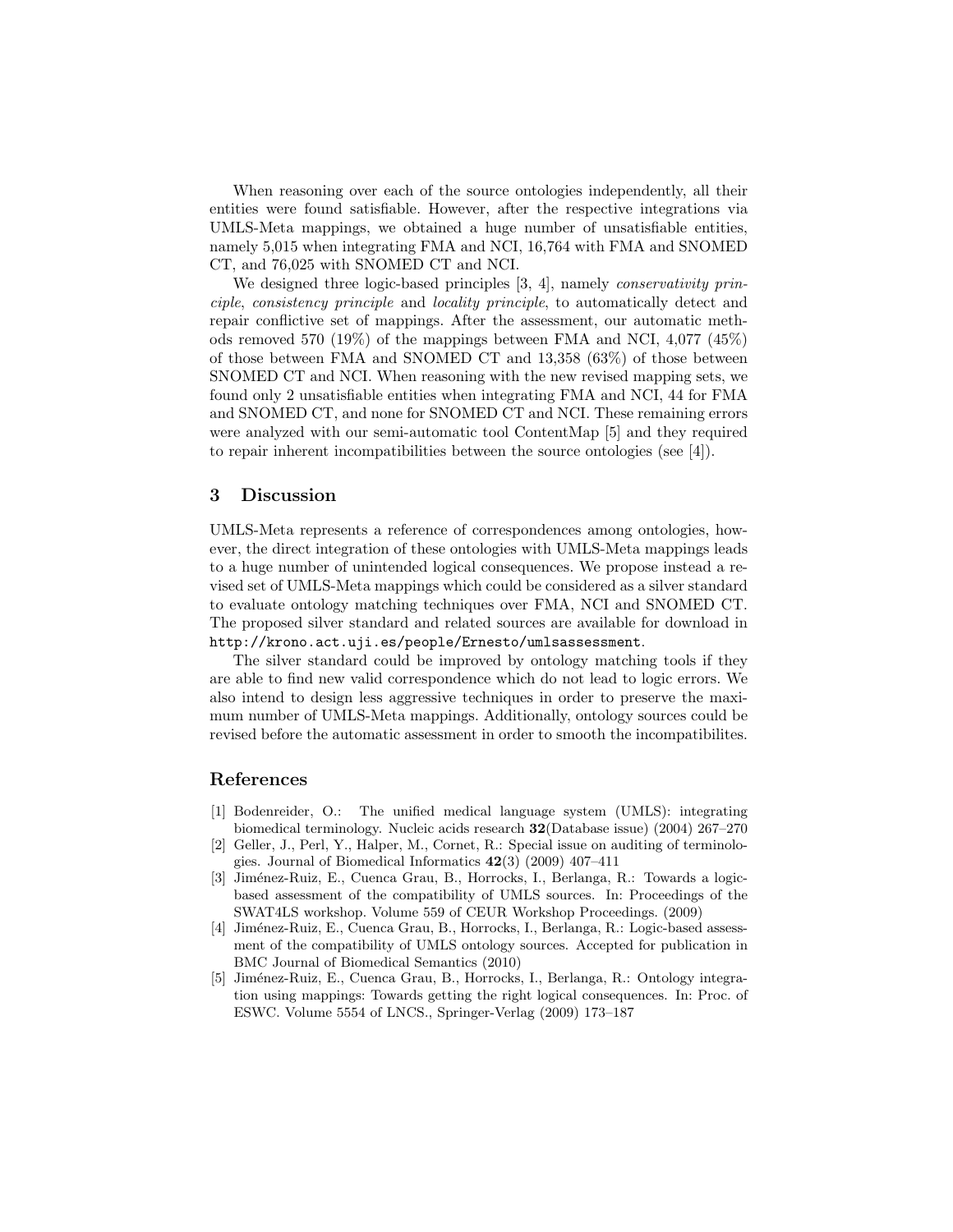When reasoning over each of the source ontologies independently, all their entities were found satisfiable. However, after the respective integrations via UMLS-Meta mappings, we obtained a huge number of unsatisfiable entities, namely 5,015 when integrating FMA and NCI, 16,764 with FMA and SNOMED CT, and 76,025 with SNOMED CT and NCI.

We designed three logic-based principles [3, 4], namely *conservativity principle*, *consistency principle* and *locality principle*, to automatically detect and repair conflictive set of mappings. After the assessment, our automatic methods removed 570 (19%) of the mappings between FMA and NCI, 4,077 (45%) of those between FMA and SNOMED CT and 13,358 (63%) of those between SNOMED CT and NCI. When reasoning with the new revised mapping sets, we found only 2 unsatisfiable entities when integrating FMA and NCI, 44 for FMA and SNOMED CT, and none for SNOMED CT and NCI. These remaining errors were analyzed with our semi-automatic tool ContentMap [5] and they required to repair inherent incompatibilities between the source ontologies (see [4]).

## 3 Discussion

UMLS-Meta represents a reference of correspondences among ontologies, however, the direct integration of these ontologies with UMLS-Meta mappings leads to a huge number of unintended logical consequences. We propose instead a revised set of UMLS-Meta mappings which could be considered as a silver standard to evaluate ontology matching techniques over FMA, NCI and SNOMED CT. The proposed silver standard and related sources are available for download in `http://krono.act.uji.es/people/Ernesto/umlsassessment`.

The silver standard could be improved by ontology matching tools if they are able to find new valid correspondence which do not lead to logic errors. We also intend to design less aggressive techniques in order to preserve the maximum number of UMLS-Meta mappings. Additionally, ontology sources could be revised before the automatic assessment in order to smooth the incompatibilites.

## References

[1] Bodenreider, O.: The unified medical language system (UMLS): integrating biomedical terminology. Nucleic acids research **32**(Database issue) (2004) 267–270

[2] Geller, J., Perl, Y., Halper, M., Cornet, R.: Special issue on auditing of terminologies. Journal of Biomedical Informatics **42**(3) (2009) 407–411

[3] Jiménez-Ruiz, E., Cuenca Grau, B., Horrocks, I., Berlanga, R.: Towards a logic-based assessment of the compatibility of UMLS sources. In: Proceedings of the SWAT4LS workshop. Volume 559 of CEUR Workshop Proceedings. (2009)

[4] Jiménez-Ruiz, E., Cuenca Grau, B., Horrocks, I., Berlanga, R.: Logic-based assessment of the compatibility of UMLS ontology sources. Accepted for publication in BMC Journal of Biomedical Semantics (2010)

[5] Jiménez-Ruiz, E., Cuenca Grau, B., Horrocks, I., Berlanga, R.: Ontology integration using mappings: Towards getting the right logical consequences. In: Proc. of ESWC. Volume 5554 of LNCS., Springer-Verlag (2009) 173–187